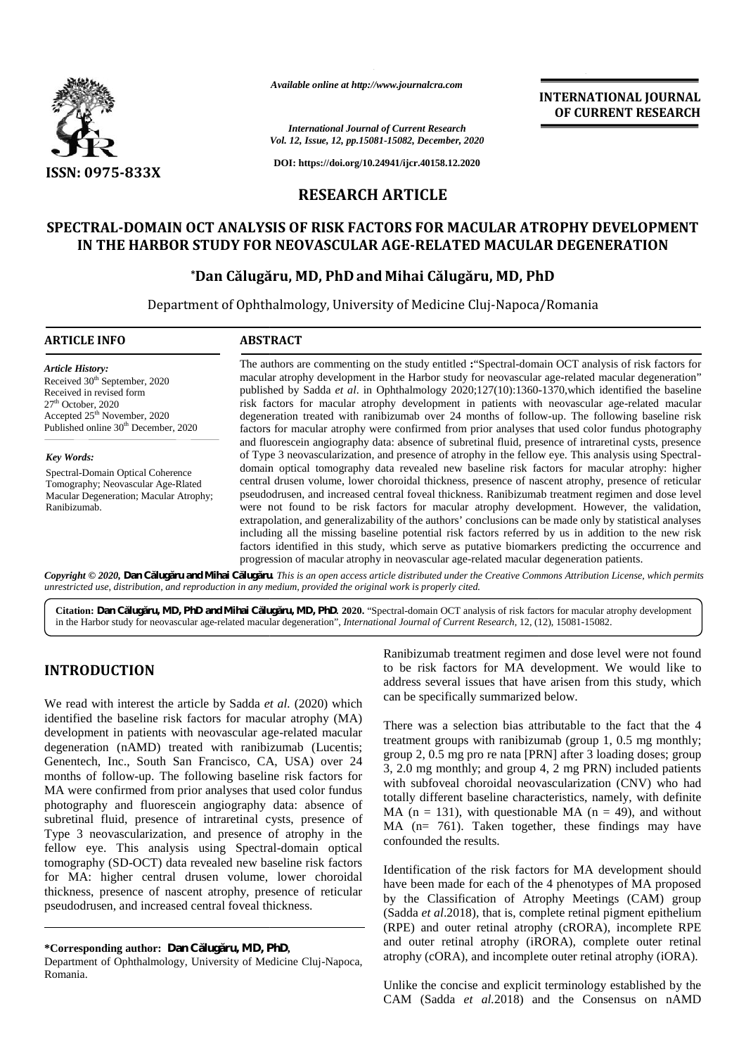# RESEARCH ARTICLE

# SPECTRAL-DOMAIN OCT ANALYSIS OF RISK FACTORS FOR MACULAR ATROPHY DEVELOPMENT IN THE HARBOR STUDY FOR NEOVASCULAR AGE-RELATED MACULAR DEGENERATION

**\*Dan Călugăru, MD, PhD and Mihai Călugăru, MD, PhD**

Department of Ophthalmology, University of Medicine Cluj-Napoca/Romania

## ARTICLE INFO

*Article History:*

Received 30th September, 2020
Received in revised form
27th October, 2020
Accepted 25th November, 2020
Published online 30th December, 2020

*Key Words:*

Spectral-Domain Optical Coherence Tomography; Neovascular Age-Rlated Macular Degeneration; Macular Atrophy; Ranibizumab.

## ABSTRACT

The authors are commenting on the study entitled :"Spectral-domain OCT analysis of risk factors for macular atrophy development in the Harbor study for neovascular age-related macular degeneration" published by Sadda *et al*. in Ophthalmology 2020;127(10):1360-1370,which identified the baseline risk factors for macular atrophy development in patients with neovascular age-related macular degeneration treated with ranibizumab over 24 months of follow-up. The following baseline risk factors for macular atrophy were confirmed from prior analyses that used color fundus photography and fluorescein angiography data: absence of subretinal fluid, presence of intraretinal cysts, presence of Type 3 neovascularization, and presence of atrophy in the fellow eye. This analysis using Spectral-domain optical tomography data revealed new baseline risk factors for macular atrophy: higher central drusen volume, lower choroidal thickness, presence of nascent atrophy, presence of reticular pseudodrusen, and increased central foveal thickness. Ranibizumab treatment regimen and dose level were not found to be risk factors for macular atrophy development. However, the validation, extrapolation, and generalizability of the authors' conclusions can be made only by statistical analyses including all the missing baseline potential risk factors referred by us in addition to the new risk factors identified in this study, which serve as putative biomarkers predicting the occurrence and progression of macular atrophy in neovascular age-related macular degeneration patients.

*Copyright © 2020,* **Dan Călugăru and Mihai Călugăru**. *This is an open access article distributed under the Creative Commons Attribution License, which permits unrestricted use, distribution, and reproduction in any medium, provided the original work is properly cited.*

**Citation: Dan Călugăru, MD, PhD and Mihai Călugăru, MD, PhD. 2020.** "Spectral-domain OCT analysis of risk factors for macular atrophy development in the Harbor study for neovascular age-related macular degeneration", *International Journal of Current Research*, 12, (12), 15081-15082.

## INTRODUCTION

We read with interest the article by Sadda *et al.* (2020) which identified the baseline risk factors for macular atrophy (MA) development in patients with neovascular age-related macular degeneration (nAMD) treated with ranibizumab (Lucentis; Genentech, Inc., South San Francisco, CA, USA) over 24 months of follow-up. The following baseline risk factors for MA were confirmed from prior analyses that used color fundus photography and fluorescein angiography data: absence of subretinal fluid, presence of intraretinal cysts, presence of Type 3 neovascularization, and presence of atrophy in the fellow eye. This analysis using Spectral-domain optical tomography (SD-OCT) data revealed new baseline risk factors for MA: higher central drusen volume, lower choroidal thickness, presence of nascent atrophy, presence of reticular pseudodrusen, and increased central foveal thickness. Ranibizumab treatment regimen and dose level were not found to be risk factors for MA development. We would like to address several issues that have arisen from this study, which can be specifically summarized below.

There was a selection bias attributable to the fact that the 4 treatment groups with ranibizumab (group 1, 0.5 mg monthly; group 2, 0.5 mg pro re nata [PRN] after 3 loading doses; group 3, 2.0 mg monthly; and group 4, 2 mg PRN) included patients with subfoveal choroidal neovascularization (CNV) who had totally different baseline characteristics, namely, with definite MA (n = 131), with questionable MA (n = 49), and without MA (n= 761). Taken together, these findings may have confounded the results.

Identification of the risk factors for MA development should have been made for each of the 4 phenotypes of MA proposed by the Classification of Atrophy Meetings (CAM) group (Sadda *et al*.2018), that is, complete retinal pigment epithelium (RPE) and outer retinal atrophy (cRORA), incomplete RPE and outer retinal atrophy (iRORA), complete outer retinal atrophy (cORA), and incomplete outer retinal atrophy (iORA).

Unlike the concise and explicit terminology established by the CAM (Sadda *et al.*2018) and the Consensus on nAMD

**\*Corresponding author: Dan Călugăru, MD, PhD,**
Department of Ophthalmology, University of Medicine Cluj-Napoca, Romania.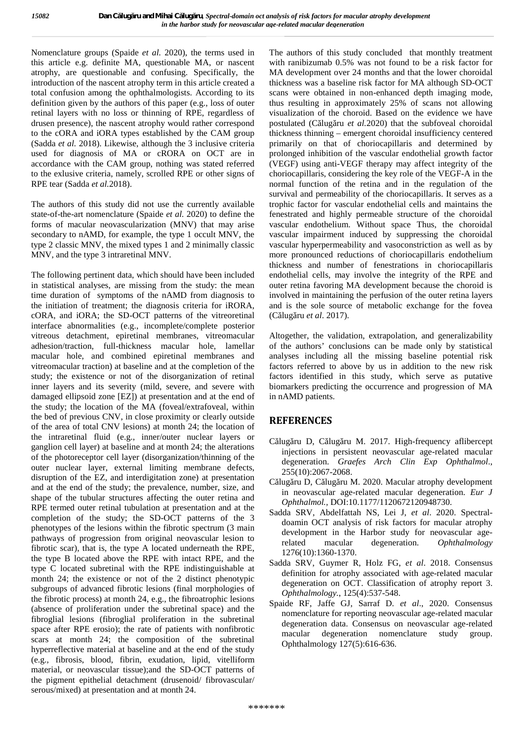Nomenclature groups (Spaide *et al.* 2020), the terms used in this article e.g. definite MA, questionable MA, or nascent atrophy, are questionable and confusing. Specifically, the introduction of the nascent atrophy term in this article created a total confusion among the ophthalmologists. According to its definition given by the authors of this paper (e.g., loss of outer retinal layers with no loss or thinning of RPE, regardless of drusen presence), the nascent atrophy would rather correspond to the cORA and iORA types established by the CAM group (Sadda *et al.* 2018). Likewise, although the 3 inclusive criteria used for diagnosis of MA or cRORA on OCT are in accordance with the CAM group, nothing was stated referred to the exlusive criteria, namely, scrolled RPE or other signs of RPE tear (Sadda *et al.*2018).

The authors of this study did not use the currently available state-of-the-art nomenclature (Spaide *et al.* 2020) to define the forms of macular neovascularization (MNV) that may arise secondary to nAMD, for example, the type 1 occult MNV, the type 2 classic MNV, the mixed types 1 and 2 minimally classic MNV, and the type 3 intraretinal MNV.

The following pertinent data, which should have been included in statistical analyses, are missing from the study: the mean time duration of symptoms of the nAMD from diagnosis to the initiation of treatment; the diagnosis criteria for iRORA, cORA, and iORA; the SD-OCT patterns of the vitreoretinal interface abnormalities (e.g., incomplete/complete posterior vitreous detachment, epiretinal membranes, vitreomacular adhesion/traction, full-thickness macular hole, lamellar macular hole, and combined epiretinal membranes and vitreomacular traction) at baseline and at the completion of the study; the existence or not of the disorganization of retinal inner layers and its severity (mild, severe, and severe with damaged ellipsoid zone [EZ]) at presentation and at the end of the study; the location of the MA (foveal/extrafoveal, within the bed of previous CNV, in close proximity or clearly outside of the area of total CNV lesions) at month 24; the location of the intraretinal fluid (e.g., inner/outer nuclear layers or ganglion cell layer) at baseline and at month 24; the alterations of the photoreceptor cell layer (disorganization/thinning of the outer nuclear layer, external limiting membrane defects, disruption of the EZ, and interdigitation zone) at presentation and at the end of the study; the prevalence, number, size, and shape of the tubular structures affecting the outer retina and RPE termed outer retinal tubulation at presentation and at the completion of the study; the SD-OCT patterns of the 3 phenotypes of the lesions within the fibrotic spectrum (3 main pathways of progression from original neovascular lesion to fibrotic scar), that is, the type A located underneath the RPE, the type B located above the RPE with intact RPE, and the type C located subretinal with the RPE indistinguishable at month 24; the existence or not of the 2 distinct phenotypic subgroups of advanced fibrotic lesions (final morphologies of the fibrotic process) at month 24, e.g., the fibroatrophic lesions (absence of proliferation under the subretinal space) and the fibroglial lesions (fibroglial proliferation in the subretinal space after RPE erosio); the rate of patients with nonfibrotic scars at month 24; the composition of the subretinal hyperreflective material at baseline and at the end of the study (e.g., fibrosis, blood, fibrin, exudation, lipid, vitelliform material, or neovascular tissue);and the SD-OCT patterns of the pigment epithelial detachment (drusenoid/ fibrovascular/ serous/mixed) at presentation and at month 24.

The authors of this study concluded that monthly treatment with ranibizumab 0.5% was not found to be a risk factor for MA development over 24 months and that the lower choroidal thickness was a baseline risk factor for MA although SD-OCT scans were obtained in non-enhanced depth imaging mode, thus resulting in approximately 25% of scans not allowing visualization of the choroid. Based on the evidence we have postulated (Călugăru *et al.*2020) that the subfoveal choroidal thickness thinning – emergent choroidal insufficiency centered primarily on that of choriocapillaris and determined by prolonged inhibition of the vascular endothelial growth factor (VEGF) using anti-VEGF therapy may affect integrity of the choriocapillaris, considering the key role of the VEGF-A in the normal function of the retina and in the regulation of the survival and permeability of the choriocapillaris. It serves as a trophic factor for vascular endothelial cells and maintains the fenestrated and highly permeable structure of the choroidal vascular endothelium. Without space Thus, the choroidal vascular impairment induced by suppressing the choroidal vascular hyperpermeability and vasoconstriction as well as by more pronounced reductions of choriocapillaris endothelium thickness and number of fenestrations in choriocapillaris endothelial cells, may involve the integrity of the RPE and outer retina favoring MA development because the choroid is involved in maintaining the perfusion of the outer retina layers and is the sole source of metabolic exchange for the fovea (Călugăru *et al*. 2017).

Altogether, the validation, extrapolation, and generalizability of the authors' conclusions can be made only by statistical analyses including all the missing baseline potential risk factors referred to above by us in addition to the new risk factors identified in this study, which serve as putative biomarkers predicting the occurrence and progression of MA in nAMD patients.

## REFERENCES

- Călugăru D, Călugăru M. 2017. High-frequency aflibercept injections in persistent neovascular age-related macular degeneration. *Graefes Arch Clin Exp Ophthalmol*., 255(10):2067-2068.
- Călugăru D, Călugăru M. 2020. Macular atrophy development in neovascular age-related macular degeneration. *Eur J Ophthalmol.*, DOI:10.1177/1120672120948730.
- Sadda SRV, Abdelfattah NS, Lei J, *et al*. 2020. Spectral-doamin OCT analysis of risk factors for macular atrophy development in the Harbor study for neovascular age-related macular degeneration. *Ophthalmology* 1276(10):1360-1370.
- Sadda SRV, Guymer R, Holz FG, *et al*. 2018. Consensus definition for atrophy associated with age-related macular degeneration on OCT. Classification of atrophy report 3. *Ophthalmology.*, 125(4):537-548.
- Spaide RF, Jaffe GJ, Sarraf D. *et al*., 2020. Consensus nomenclature for reporting neovascular age-related macular degeneration data. Consensus on neovascular age-related macular degeneration nomenclature study group. Ophthalmology 127(5):616-636.

*******